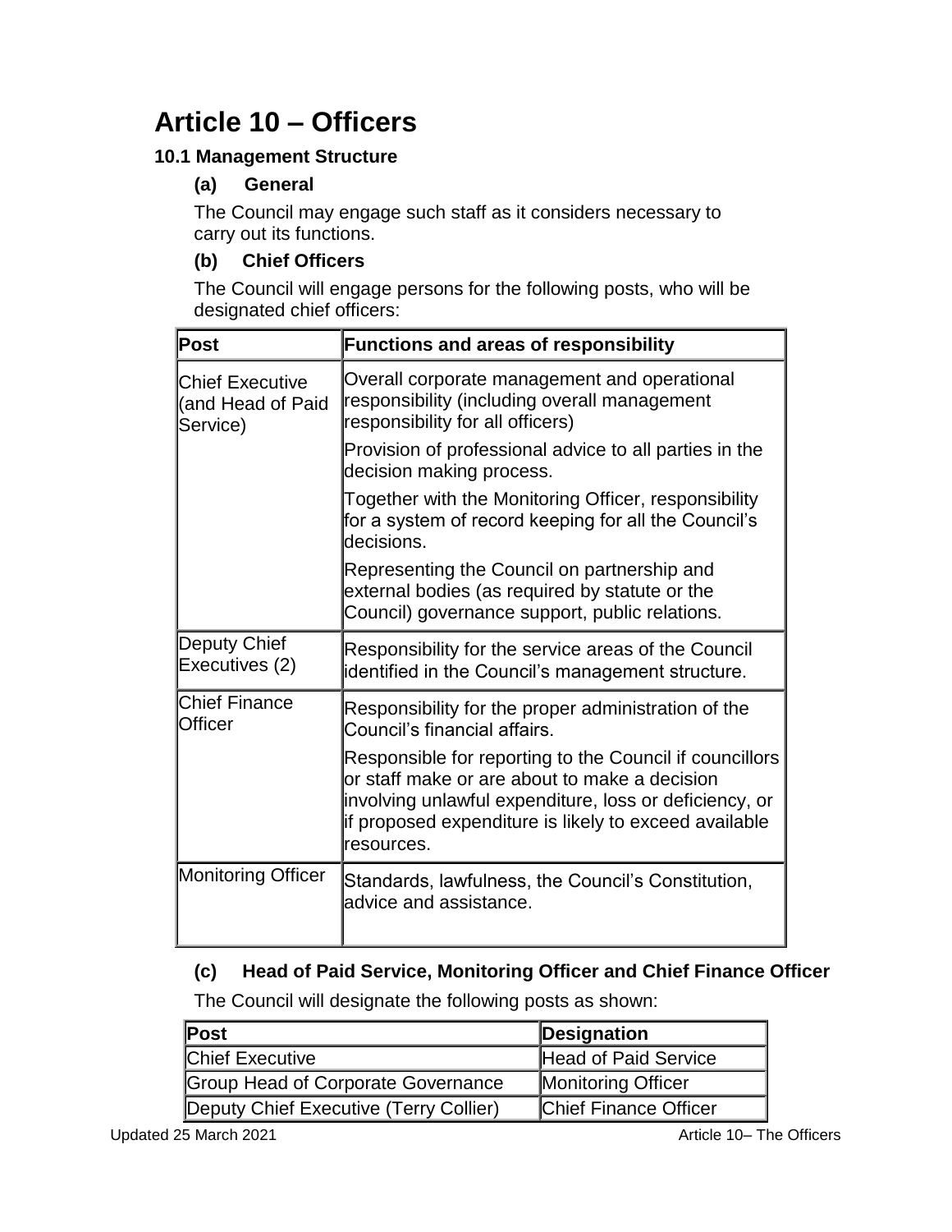# Article 10 – Officers

### 10.1 Management Structure

**(a) General**

The Council may engage such staff as it considers necessary to carry out its functions.

**(b) Chief Officers**

The Council will engage persons for the following posts, who will be designated chief officers:

| Post | Functions and areas of responsibility |
|---|---|
| Chief Executive (and Head of Paid Service) | Overall corporate management and operational responsibility (including overall management responsibility for all officers)<br><br>Provision of professional advice to all parties in the decision making process.<br><br>Together with the Monitoring Officer, responsibility for a system of record keeping for all the Council's decisions.<br><br>Representing the Council on partnership and external bodies (as required by statute or the Council) governance support, public relations. |
| Deputy Chief Executives (2) | Responsibility for the service areas of the Council identified in the Council's management structure. |
| Chief Finance Officer | Responsibility for the proper administration of the Council's financial affairs.<br><br>Responsible for reporting to the Council if councillors or staff make or are about to make a decision involving unlawful expenditure, loss or deficiency, or if proposed expenditure is likely to exceed available resources. |
| Monitoring Officer | Standards, lawfulness, the Council's Constitution, advice and assistance. |

**(c) Head of Paid Service, Monitoring Officer and Chief Finance Officer**

The Council will designate the following posts as shown:

| Post | Designation |
|---|---|
| Chief Executive | Head of Paid Service |
| Group Head of Corporate Governance | Monitoring Officer |
| Deputy Chief Executive (Terry Collier) | Chief Finance Officer |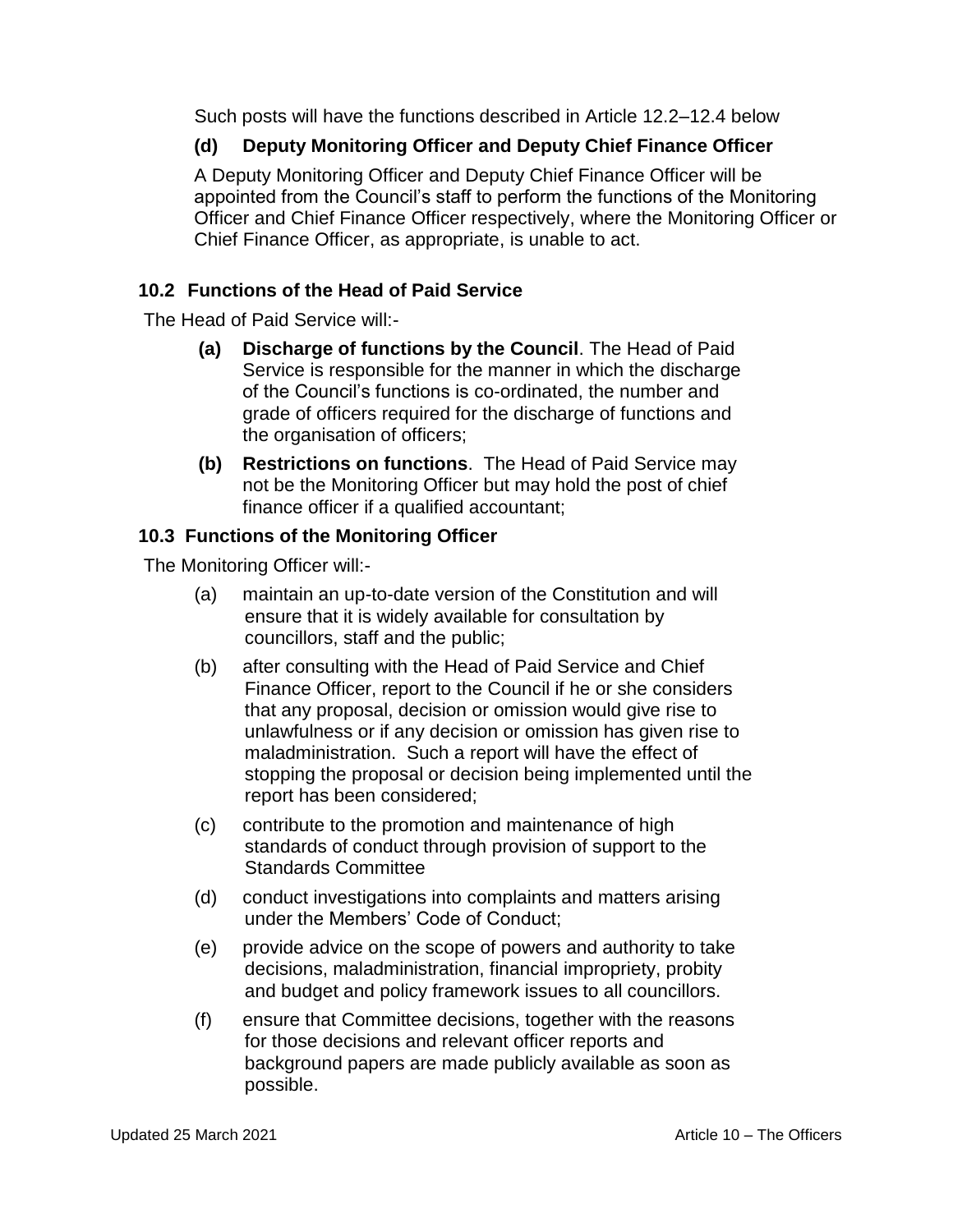Such posts will have the functions described in Article 12.2–12.4 below

**(d) Deputy Monitoring Officer and Deputy Chief Finance Officer**

A Deputy Monitoring Officer and Deputy Chief Finance Officer will be appointed from the Council's staff to perform the functions of the Monitoring Officer and Chief Finance Officer respectively, where the Monitoring Officer or Chief Finance Officer, as appropriate, is unable to act.

### 10.2 Functions of the Head of Paid Service

The Head of Paid Service will:-

**(a) Discharge of functions by the Council**. The Head of Paid Service is responsible for the manner in which the discharge of the Council's functions is co-ordinated, the number and grade of officers required for the discharge of functions and the organisation of officers;

**(b) Restrictions on functions**. The Head of Paid Service may not be the Monitoring Officer but may hold the post of chief finance officer if a qualified accountant;

### 10.3 Functions of the Monitoring Officer

The Monitoring Officer will:-

(a) maintain an up-to-date version of the Constitution and will ensure that it is widely available for consultation by councillors, staff and the public;

(b) after consulting with the Head of Paid Service and Chief Finance Officer, report to the Council if he or she considers that any proposal, decision or omission would give rise to unlawfulness or if any decision or omission has given rise to maladministration. Such a report will have the effect of stopping the proposal or decision being implemented until the report has been considered;

(c) contribute to the promotion and maintenance of high standards of conduct through provision of support to the Standards Committee

(d) conduct investigations into complaints and matters arising under the Members' Code of Conduct;

(e) provide advice on the scope of powers and authority to take decisions, maladministration, financial impropriety, probity and budget and policy framework issues to all councillors.

(f) ensure that Committee decisions, together with the reasons for those decisions and relevant officer reports and background papers are made publicly available as soon as possible.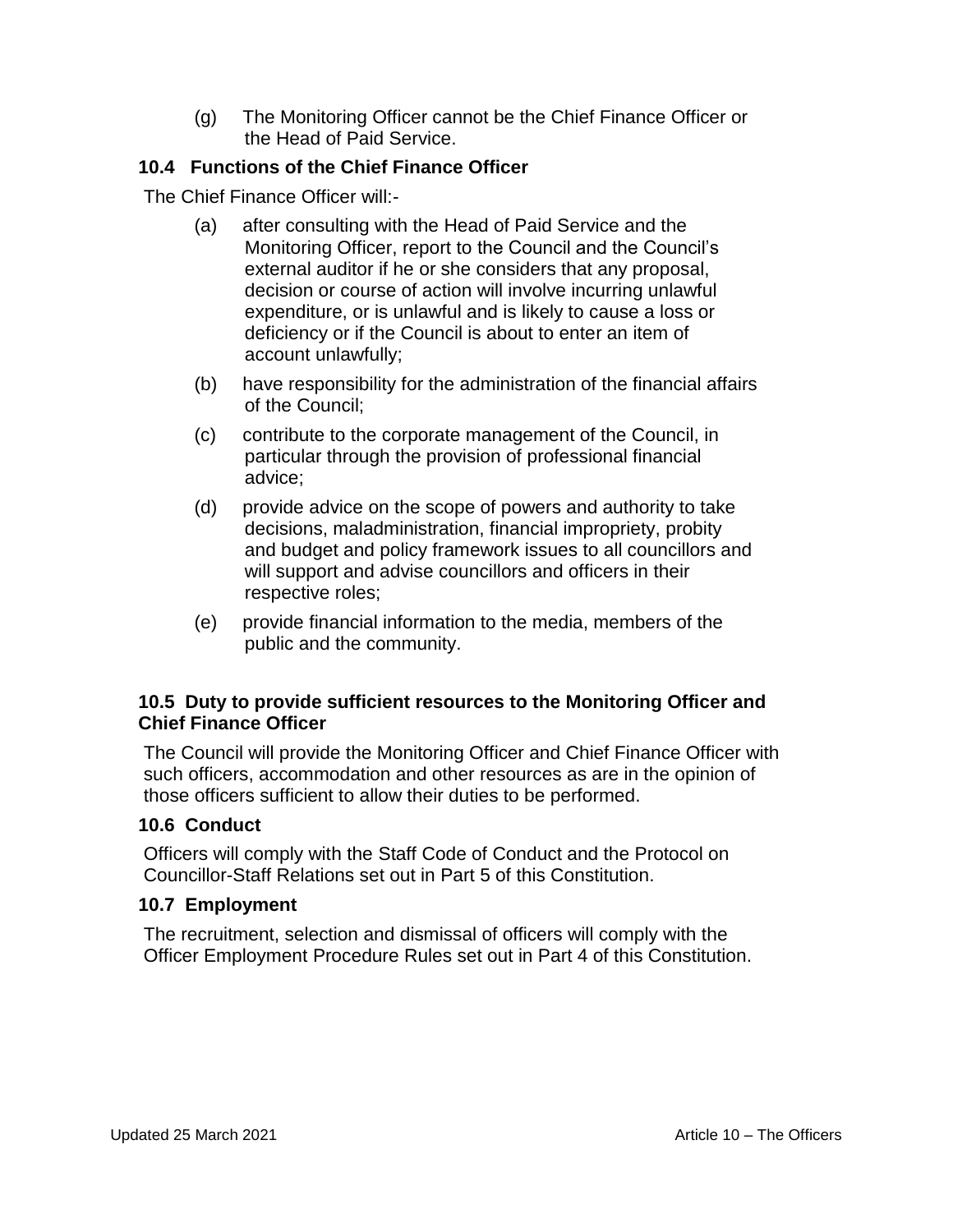(g) The Monitoring Officer cannot be the Chief Finance Officer or the Head of Paid Service.

### 10.4 Functions of the Chief Finance Officer

The Chief Finance Officer will:-

(a) after consulting with the Head of Paid Service and the Monitoring Officer, report to the Council and the Council's external auditor if he or she considers that any proposal, decision or course of action will involve incurring unlawful expenditure, or is unlawful and is likely to cause a loss or deficiency or if the Council is about to enter an item of account unlawfully;

(b) have responsibility for the administration of the financial affairs of the Council;

(c) contribute to the corporate management of the Council, in particular through the provision of professional financial advice;

(d) provide advice on the scope of powers and authority to take decisions, maladministration, financial impropriety, probity and budget and policy framework issues to all councillors and will support and advise councillors and officers in their respective roles;

(e) provide financial information to the media, members of the public and the community.

### 10.5 Duty to provide sufficient resources to the Monitoring Officer and Chief Finance Officer

The Council will provide the Monitoring Officer and Chief Finance Officer with such officers, accommodation and other resources as are in the opinion of those officers sufficient to allow their duties to be performed.

### 10.6 Conduct

Officers will comply with the Staff Code of Conduct and the Protocol on Councillor-Staff Relations set out in Part 5 of this Constitution.

### 10.7 Employment

The recruitment, selection and dismissal of officers will comply with the Officer Employment Procedure Rules set out in Part 4 of this Constitution.